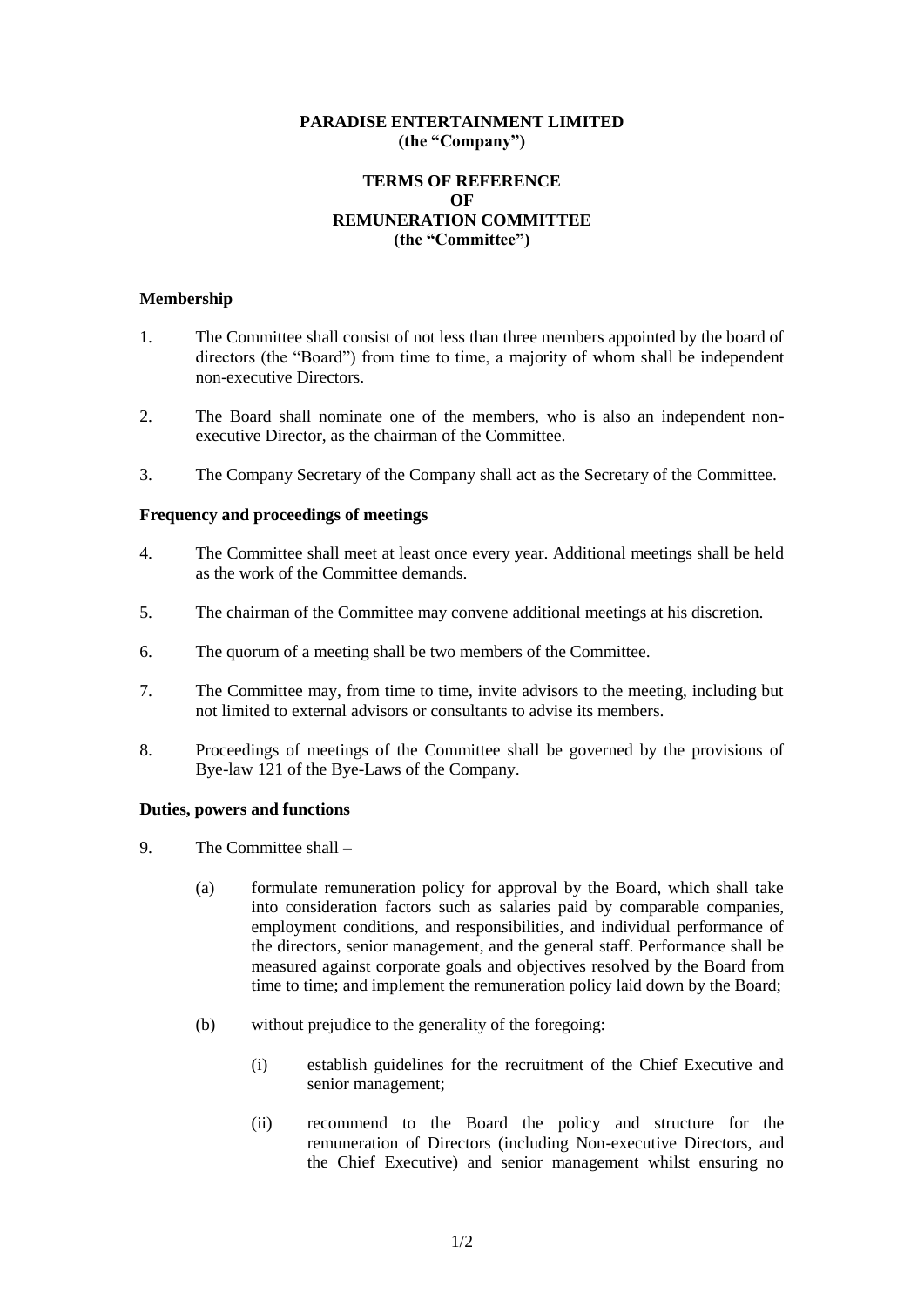**PARADISE ENTERTAINMENT LIMITED**
**(the "Company")**

**TERMS OF REFERENCE**
**OF**
**REMUNERATION COMMITTEE**
**(the "Committee")**

### Membership

1. The Committee shall consist of not less than three members appointed by the board of directors (the "Board") from time to time, a majority of whom shall be independent non-executive Directors.

2. The Board shall nominate one of the members, who is also an independent non-executive Director, as the chairman of the Committee.

3. The Company Secretary of the Company shall act as the Secretary of the Committee.

### Frequency and proceedings of meetings

4. The Committee shall meet at least once every year. Additional meetings shall be held as the work of the Committee demands.

5. The chairman of the Committee may convene additional meetings at his discretion.

6. The quorum of a meeting shall be two members of the Committee.

7. The Committee may, from time to time, invite advisors to the meeting, including but not limited to external advisors or consultants to advise its members.

8. Proceedings of meetings of the Committee shall be governed by the provisions of Bye-law 121 of the Bye-Laws of the Company.

### Duties, powers and functions

9. The Committee shall –

   (a) formulate remuneration policy for approval by the Board, which shall take into consideration factors such as salaries paid by comparable companies, employment conditions, and responsibilities, and individual performance of the directors, senior management, and the general staff. Performance shall be measured against corporate goals and objectives resolved by the Board from time to time; and implement the remuneration policy laid down by the Board;

   (b) without prejudice to the generality of the foregoing:

      (i) establish guidelines for the recruitment of the Chief Executive and senior management;

      (ii) recommend to the Board the policy and structure for the remuneration of Directors (including Non-executive Directors, and the Chief Executive) and senior management whilst ensuring no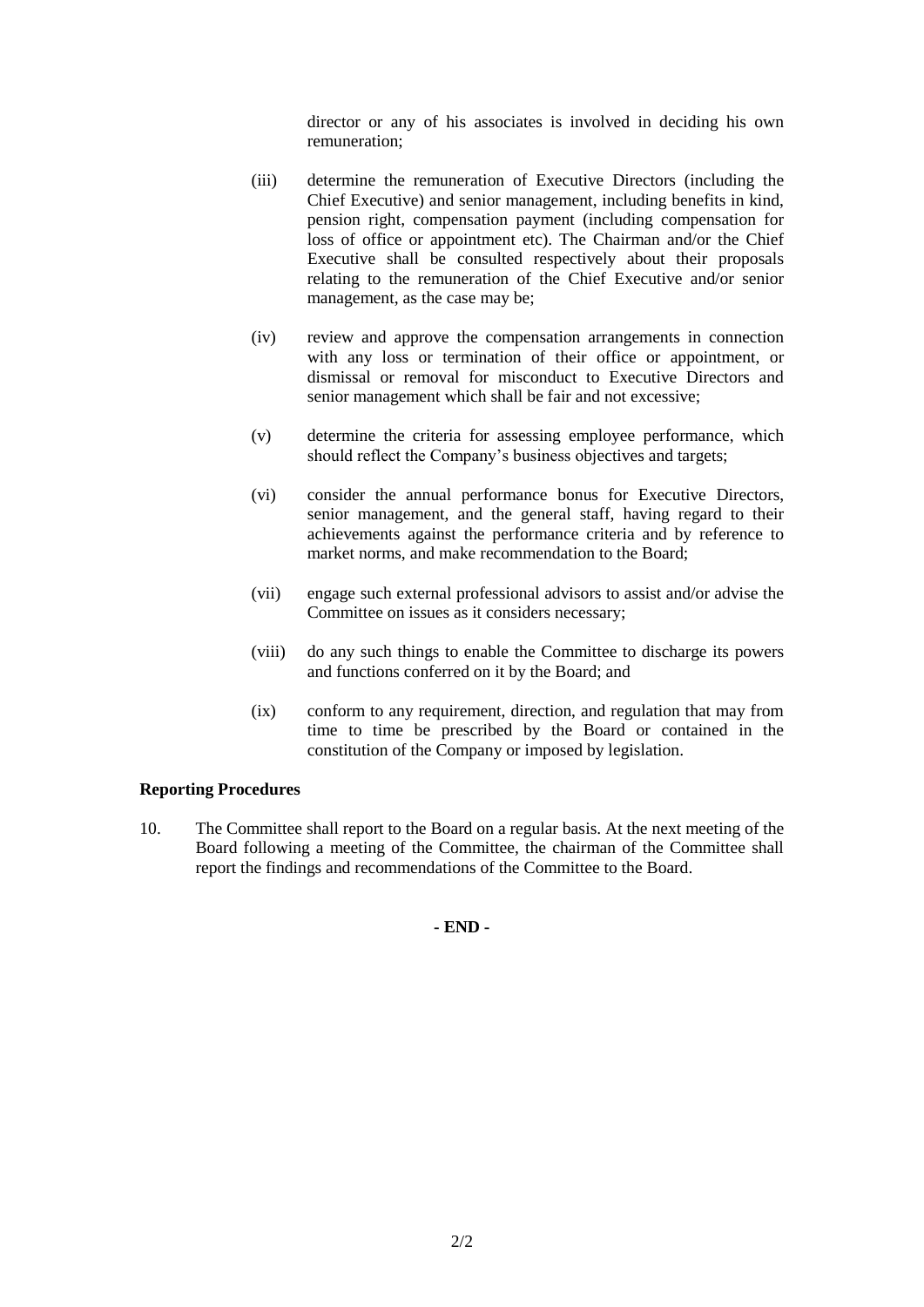director or any of his associates is involved in deciding his own remuneration;

(iii) determine the remuneration of Executive Directors (including the Chief Executive) and senior management, including benefits in kind, pension right, compensation payment (including compensation for loss of office or appointment etc). The Chairman and/or the Chief Executive shall be consulted respectively about their proposals relating to the remuneration of the Chief Executive and/or senior management, as the case may be;

(iv) review and approve the compensation arrangements in connection with any loss or termination of their office or appointment, or dismissal or removal for misconduct to Executive Directors and senior management which shall be fair and not excessive;

(v) determine the criteria for assessing employee performance, which should reflect the Company's business objectives and targets;

(vi) consider the annual performance bonus for Executive Directors, senior management, and the general staff, having regard to their achievements against the performance criteria and by reference to market norms, and make recommendation to the Board;

(vii) engage such external professional advisors to assist and/or advise the Committee on issues as it considers necessary;

(viii) do any such things to enable the Committee to discharge its powers and functions conferred on it by the Board; and

(ix) conform to any requirement, direction, and regulation that may from time to time be prescribed by the Board or contained in the constitution of the Company or imposed by legislation.

**Reporting Procedures**

10. The Committee shall report to the Board on a regular basis. At the next meeting of the Board following a meeting of the Committee, the chairman of the Committee shall report the findings and recommendations of the Committee to the Board.

**- END -**